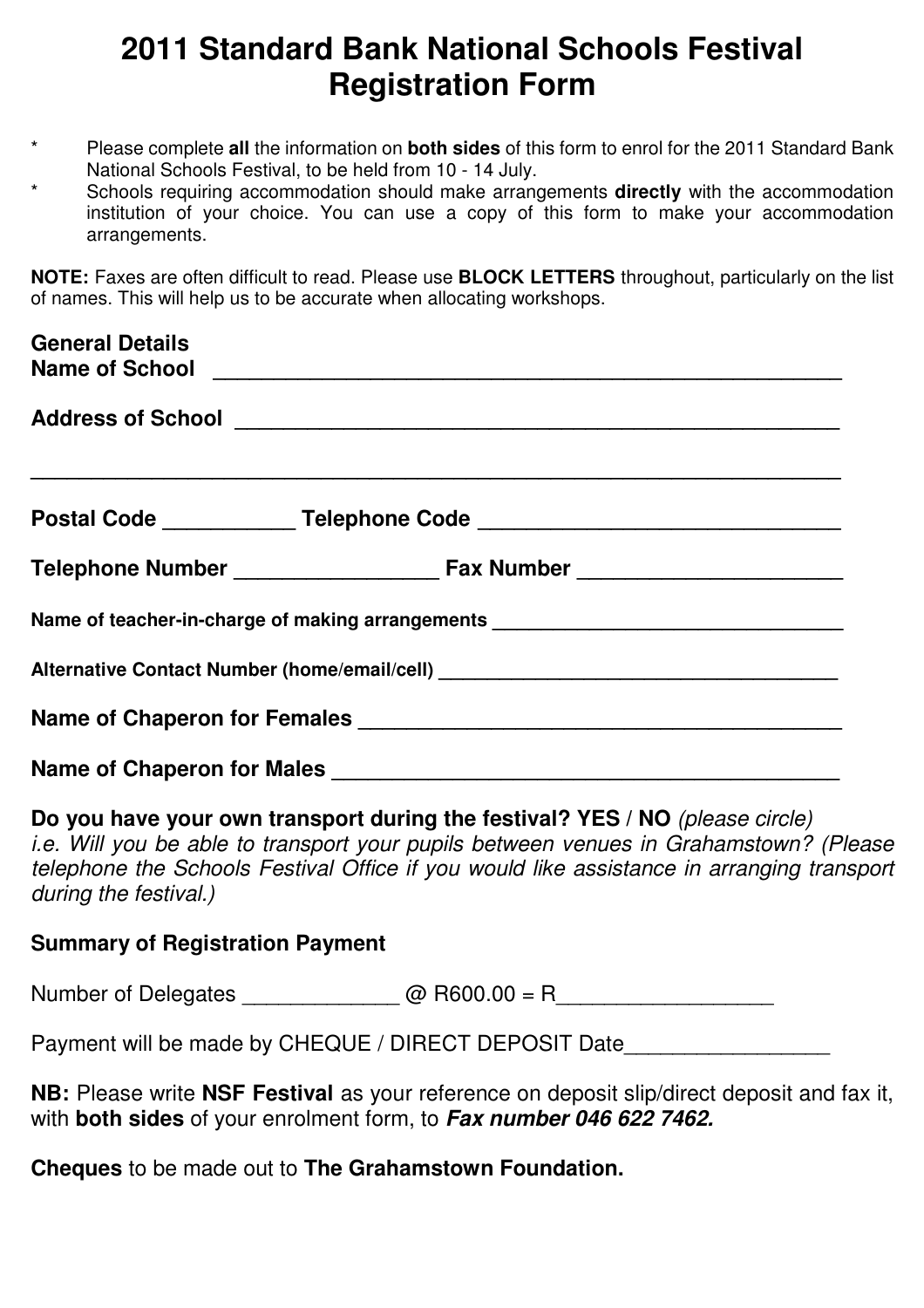# 2011 Standard Bank National Schools Festival Registration Form

* Please complete **all** the information on **both sides** of this form to enrol for the 2011 Standard Bank National Schools Festival, to be held from 10 - 14 July.
* Schools requiring accommodation should make arrangements **directly** with the accommodation institution of your choice. You can use a copy of this form to make your accommodation arrangements.

**NOTE:** Faxes are often difficult to read. Please use **BLOCK LETTERS** throughout, particularly on the list of names. This will help us to be accurate when allocating workshops.

**General Details**

**Name of School** ________________________________________________________

**Address of School** _____________________________________________________

__________________________________________________________________________

**Postal Code** ___________ **Telephone Code** _______________________________

**Telephone Number** _________________ **Fax Number** ______________________

**Name of teacher-in-charge of making arrangements** _________________________________

**Alternative Contact Number (home/email/cell)** _____________________________________

**Name of Chaperon for Females** __________________________________________

**Name of Chaperon for Males** ____________________________________________

**Do you have your own transport during the festival? YES / NO** *(please circle)*
*i.e. Will you be able to transport your pupils between venues in Grahamstown? (Please telephone the Schools Festival Office if you would like assistance in arranging transport during the festival.)*

**Summary of Registration Payment**

Number of Delegates _____________ @ R600.00 = R__________________

Payment will be made by CHEQUE / DIRECT DEPOSIT Date_________________

**NB:** Please write **NSF Festival** as your reference on deposit slip/direct deposit and fax it, with **both sides** of your enrolment form, to ***Fax number 046 622 7462.***

**Cheques** to be made out to **The Grahamstown Foundation.**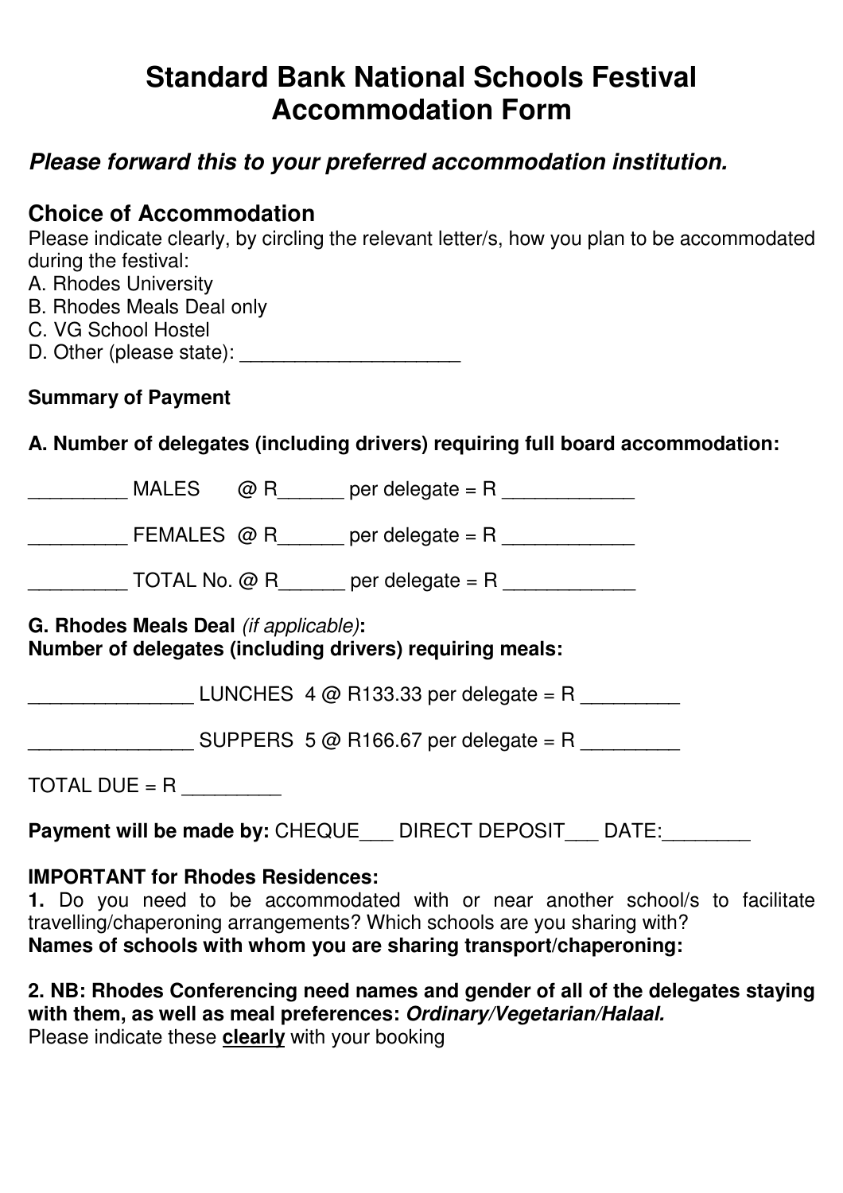# Standard Bank National Schools Festival Accommodation Form

***Please forward this to your preferred accommodation institution.***

## Choice of Accommodation

Please indicate clearly, by circling the relevant letter/s, how you plan to be accommodated during the festival:

A. Rhodes University
B. Rhodes Meals Deal only
C. VG School Hostel
D. Other (please state): ____________________

**Summary of Payment**

**A. Number of delegates (including drivers) requiring full board accommodation:**

_________ MALES @ R______ per delegate = R ____________

_________ FEMALES @ R______ per delegate = R ____________

_________ TOTAL No. @ R______ per delegate = R ____________

**G. Rhodes Meals Deal** *(if applicable)***:**
**Number of delegates (including drivers) requiring meals:**

_______________ LUNCHES 4 @ R133.33 per delegate = R _________

_______________ SUPPERS 5 @ R166.67 per delegate = R _________

TOTAL DUE = R _________

**Payment will be made by:** CHEQUE___ DIRECT DEPOSIT___ DATE:________

**IMPORTANT for Rhodes Residences:**

**1.** Do you need to be accommodated with or near another school/s to facilitate travelling/chaperoning arrangements? Which schools are you sharing with?
**Names of schools with whom you are sharing transport/chaperoning:**

**2. NB: Rhodes Conferencing need names and gender of all of the delegates staying with them, as well as meal preferences: *Ordinary/Vegetarian/Halaal.***
Please indicate these **clearly** with your booking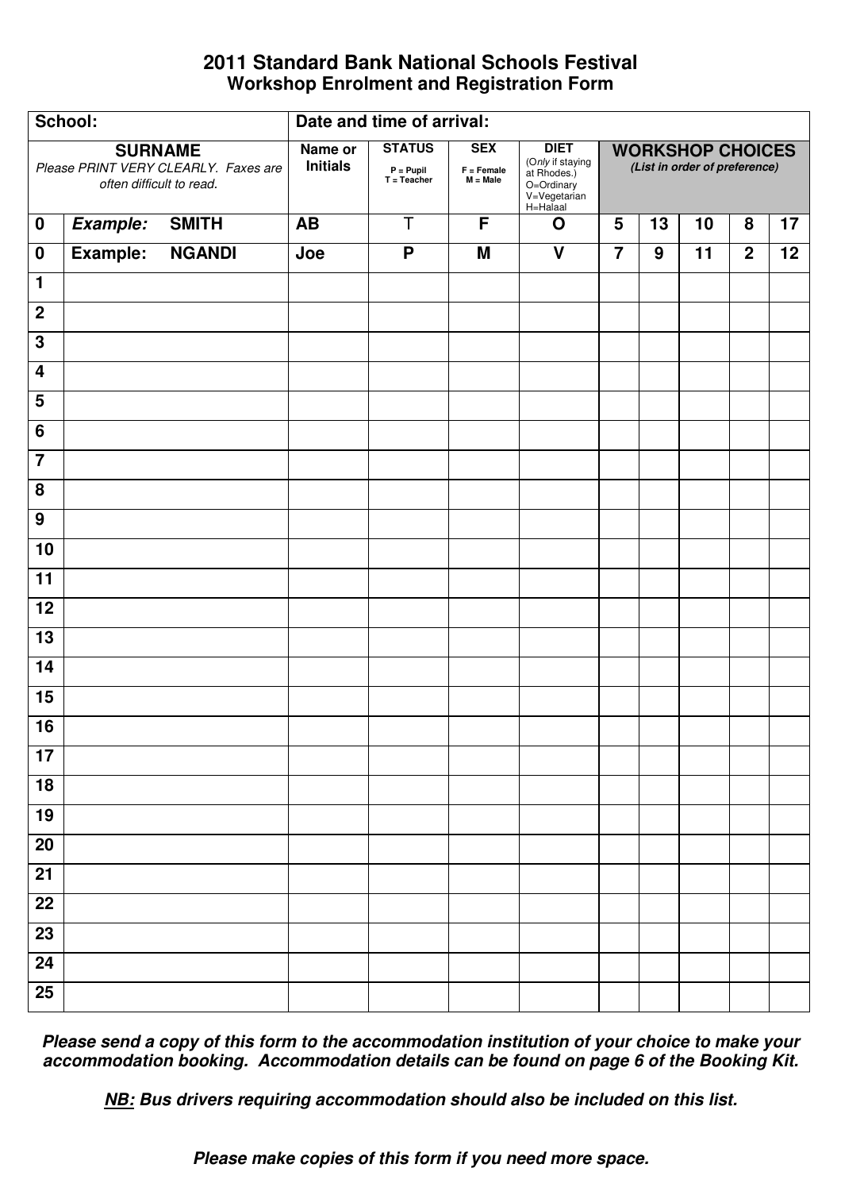## 2011 Standard Bank National Schools Festival
### Workshop Enrolment and Registration Form

| **School:** | | **Date and time of arrival:** | | | | | | | | |
|---|---|---|---|---|---|---|---|---|---|---|
| **SURNAME** Please PRINT VERY CLEARLY. Faxes are often difficult to read. | | **Name or Initials** | **STATUS** P = Pupil T = Teacher | **SEX** F = Female M = Male | **DIET** (*Only* if staying at Rhodes.) O=Ordinary V=Vegetarian H=Halaal | **WORKSHOP CHOICES** *(List in order of preference)* | | | | |
| **0** | ***Example:*** **SMITH** | **AB** | T | **F** | **O** | **5** | **13** | **10** | **8** | **17** |
| **0** | **Example: NGANDI** | **Joe** | **P** | **M** | **V** | **7** | **9** | **11** | **2** | **12** |
| **1** | | | | | | | | | | |
| **2** | | | | | | | | | | |
| **3** | | | | | | | | | | |
| **4** | | | | | | | | | | |
| **5** | | | | | | | | | | |
| **6** | | | | | | | | | | |
| **7** | | | | | | | | | | |
| **8** | | | | | | | | | | |
| **9** | | | | | | | | | | |
| **10** | | | | | | | | | | |
| **11** | | | | | | | | | | |
| **12** | | | | | | | | | | |
| **13** | | | | | | | | | | |
| **14** | | | | | | | | | | |
| **15** | | | | | | | | | | |
| **16** | | | | | | | | | | |
| **17** | | | | | | | | | | |
| **18** | | | | | | | | | | |
| **19** | | | | | | | | | | |
| **20** | | | | | | | | | | |
| **21** | | | | | | | | | | |
| **22** | | | | | | | | | | |
| **23** | | | | | | | | | | |
| **24** | | | | | | | | | | |
| **25** | | | | | | | | | | |

***Please send a copy of this form to the accommodation institution of your choice to make your accommodation booking. Accommodation details can be found on page 6 of the Booking Kit.***

***<u>NB:</u> Bus drivers requiring accommodation should also be included on this list.***

***Please make copies of this form if you need more space.***